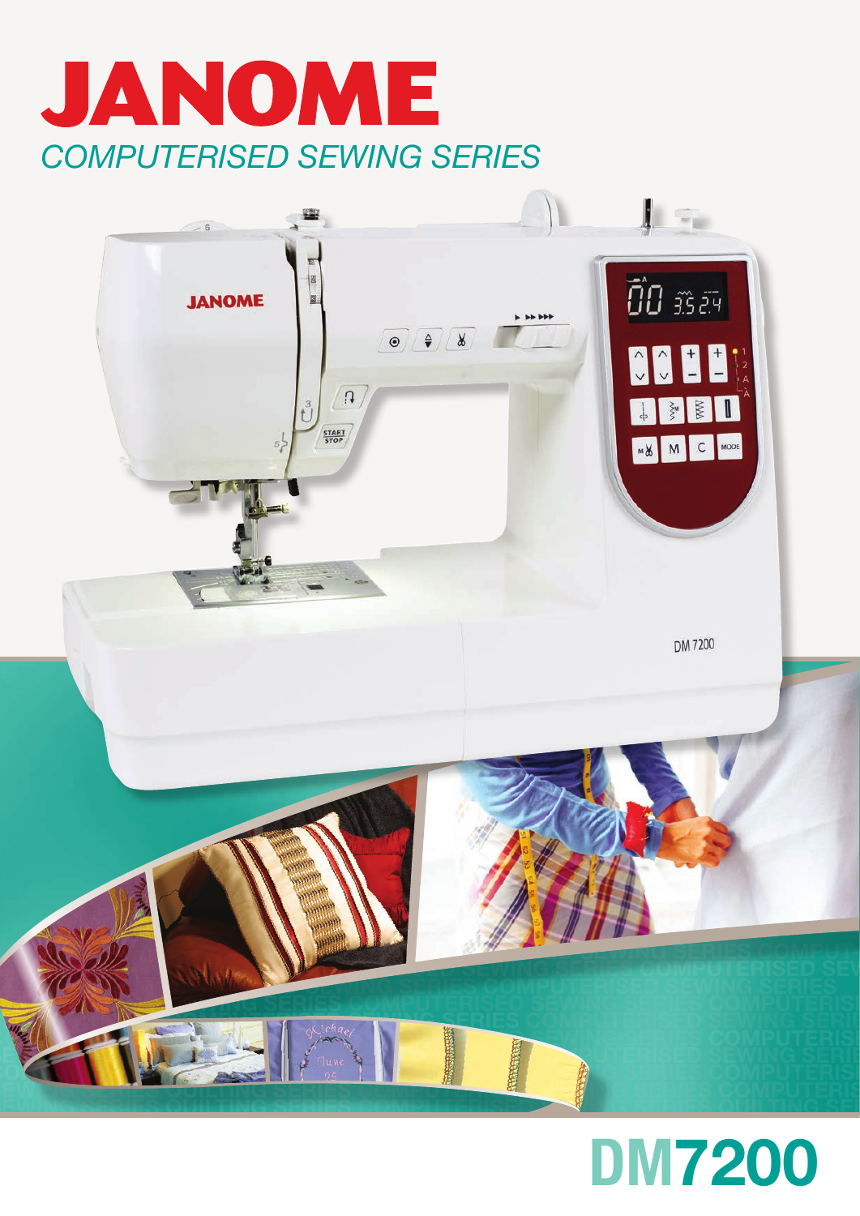# JANOME

*COMPUTERISED SEWING SERIES*

# DM7200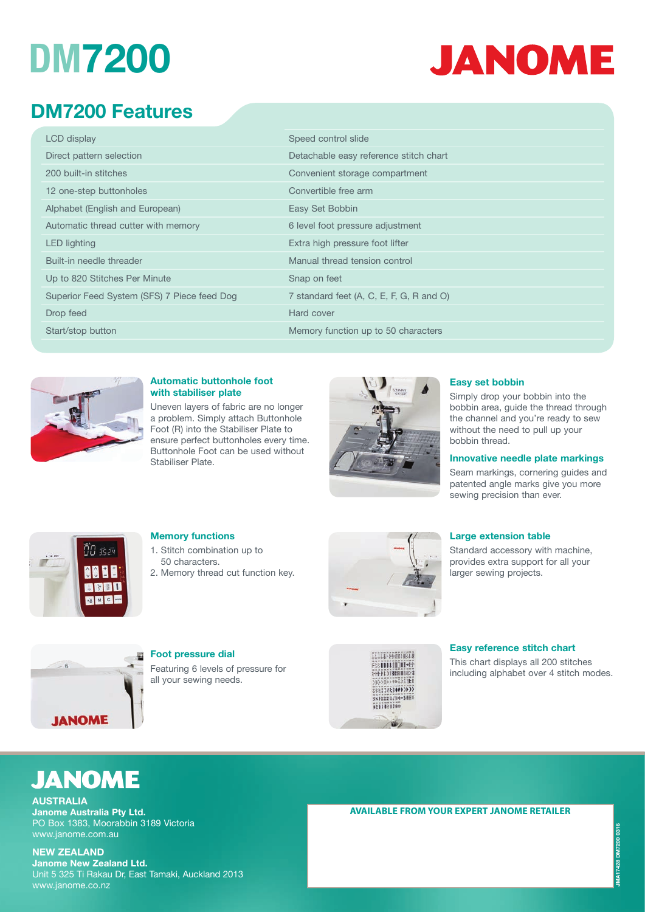# DM7200

JANOME

## DM7200 Features

| | |
|---|---|
| LCD display | Speed control slide |
| Direct pattern selection | Detachable easy reference stitch chart |
| 200 built-in stitches | Convenient storage compartment |
| 12 one-step buttonholes | Convertible free arm |
| Alphabet (English and European) | Easy Set Bobbin |
| Automatic thread cutter with memory | 6 level foot pressure adjustment |
| LED lighting | Extra high pressure foot lifter |
| Built-in needle threader | Manual thread tension control |
| Up to 820 Stitches Per Minute | Snap on feet |
| Superior Feed System (SFS) 7 Piece feed Dog | 7 standard feet (A, C, E, F, G, R and O) |
| Drop feed | Hard cover |
| Start/stop button | Memory function up to 50 characters |

### Automatic buttonhole foot with stabiliser plate

Uneven layers of fabric are no longer a problem. Simply attach Buttonhole Foot (R) into the Stabiliser Plate to ensure perfect buttonholes every time. Buttonhole Foot can be used without Stabiliser Plate.

### Easy set bobbin

Simply drop your bobbin into the bobbin area, guide the thread through the channel and you're ready to sew without the need to pull up your bobbin thread.

### Innovative needle plate markings

Seam markings, cornering guides and patented angle marks give you more sewing precision than ever.

### Memory functions

1. Stitch combination up to 50 characters.
2. Memory thread cut function key.

### Large extension table

Standard accessory with machine, provides extra support for all your larger sewing projects.

### Foot pressure dial

Featuring 6 levels of pressure for all your sewing needs.

### Easy reference stitch chart

This chart displays all 200 stitches including alphabet over 4 stitch modes.

JANOME

**AUSTRALIA**
**Janome Australia Pty Ltd.**
PO Box 1383, Moorabbin 3189 Victoria
www.janome.com.au

**NEW ZEALAND**
**Janome New Zealand Ltd.**
Unit 5 325 Ti Rakau Dr, East Tamaki, Auckland 2013
www.janome.co.nz

**AVAILABLE FROM YOUR EXPERT JANOME RETAILER**

JMA17428 DM7200 0316